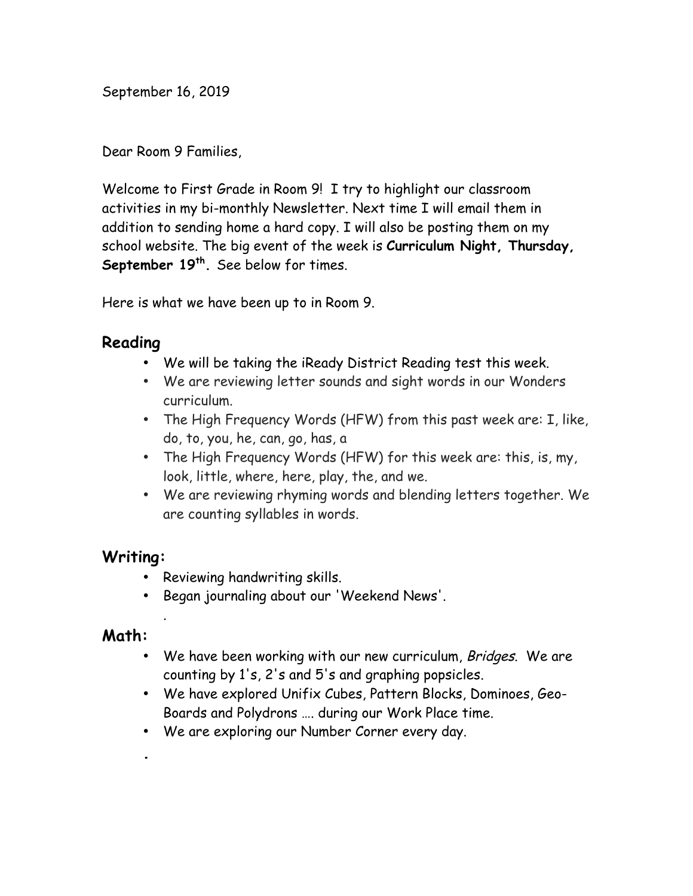September 16, 2019

Dear Room 9 Families,

Welcome to First Grade in Room 9! I try to highlight our classroom activities in my bi-monthly Newsletter. Next time I will email them in addition to sending home a hard copy. I will also be posting them on my school website. The big event of the week is **Curriculum Night, Thursday, September 19th.** See below for times.

Here is what we have been up to in Room 9.

## Reading

- We will be taking the iReady District Reading test this week.
- We are reviewing letter sounds and sight words in our Wonders curriculum.
- The High Frequency Words (HFW) from this past week are: I, like, do, to, you, he, can, go, has, a
- The High Frequency Words (HFW) for this week are: this, is, my, look, little, where, here, play, the, and we.
- We are reviewing rhyming words and blending letters together. We are counting syllables in words.

## Writing:

- Reviewing handwriting skills.
- Began journaling about our 'Weekend News'.

## Math:

- We have been working with our new curriculum, *Bridges*. We are counting by 1's, 2's and 5's and graphing popsicles.
- We have explored Unifix Cubes, Pattern Blocks, Dominoes, Geo-Boards and Polydrons …. during our Work Place time.
- We are exploring our Number Corner every day.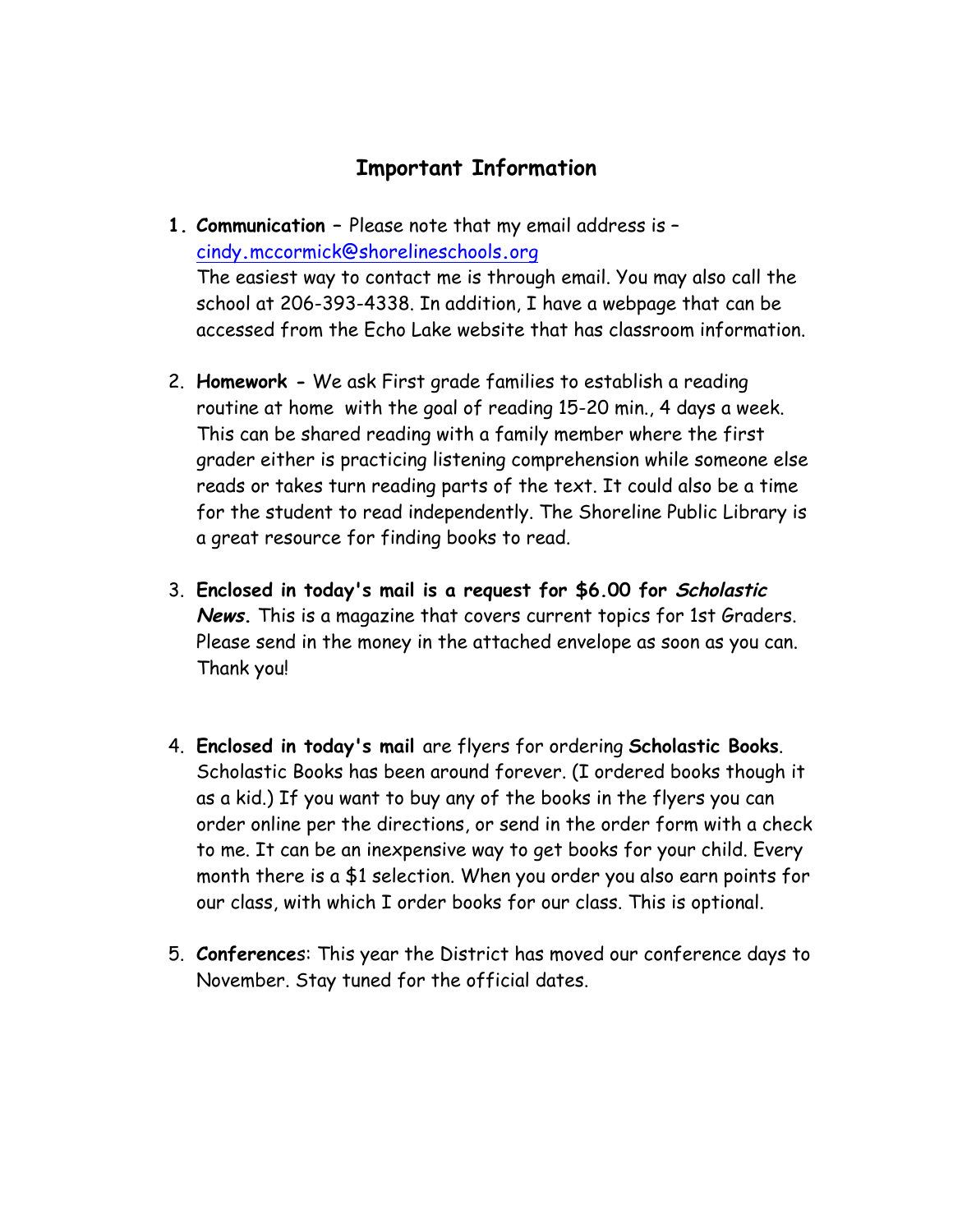## Important Information

1. **Communication** – Please note that my email address is – cindy.mccormick@shorelineschools.org
   The easiest way to contact me is through email. You may also call the school at 206-393-4338. In addition, I have a webpage that can be accessed from the Echo Lake website that has classroom information.

2. **Homework -** We ask First grade families to establish a reading routine at home with the goal of reading 15-20 min., 4 days a week. This can be shared reading with a family member where the first grader either is practicing listening comprehension while someone else reads or takes turn reading parts of the text. It could also be a time for the student to read independently. The Shoreline Public Library is a great resource for finding books to read.

3. **Enclosed in today's mail is a request for $6.00 for *Scholastic News*.** This is a magazine that covers current topics for 1st Graders. Please send in the money in the attached envelope as soon as you can. Thank you!

4. **Enclosed in today's mail** are flyers for ordering **Scholastic Books**. Scholastic Books has been around forever. (I ordered books though it as a kid.) If you want to buy any of the books in the flyers you can order online per the directions, or send in the order form with a check to me. It can be an inexpensive way to get books for your child. Every month there is a $1 selection. When you order you also earn points for our class, with which I order books for our class. This is optional.

5. **Conferences**: This year the District has moved our conference days to November. Stay tuned for the official dates.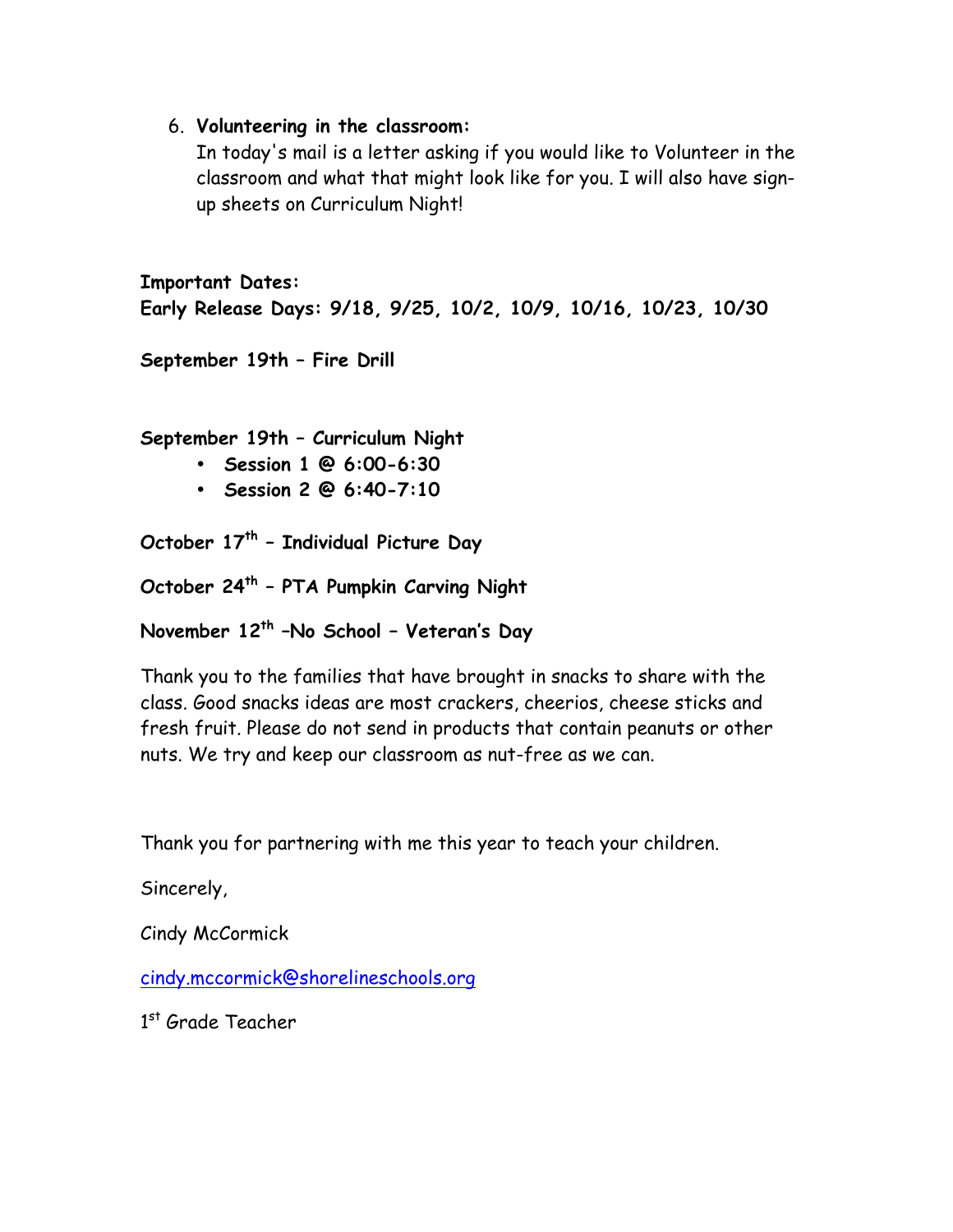6. **Volunteering in the classroom:**
   In today's mail is a letter asking if you would like to Volunteer in the classroom and what that might look like for you. I will also have sign-up sheets on Curriculum Night!

**Important Dates:**

**Early Release Days: 9/18, 9/25, 10/2, 10/9, 10/16, 10/23, 10/30**

**September 19th – Fire Drill**

**September 19th – Curriculum Night**

- **Session 1 @ 6:00-6:30**
- **Session 2 @ 6:40-7:10**

**October 17th – Individual Picture Day**

**October 24th – PTA Pumpkin Carving Night**

**November 12th –No School – Veteran's Day**

Thank you to the families that have brought in snacks to share with the class. Good snacks ideas are most crackers, cheerios, cheese sticks and fresh fruit. Please do not send in products that contain peanuts or other nuts. We try and keep our classroom as nut-free as we can.

Thank you for partnering with me this year to teach your children.

Sincerely,

Cindy McCormick

cindy.mccormick@shorelineschools.org

1st Grade Teacher